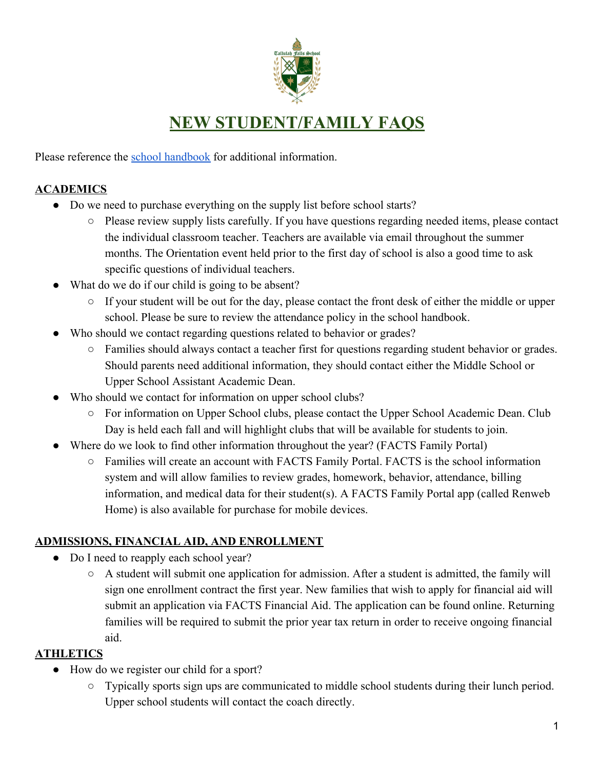# NEW STUDENT/FAMILY FAQS

Please reference the [school handbook]() for additional information.

## ACADEMICS

- Do we need to purchase everything on the supply list before school starts?
  - Please review supply lists carefully. If you have questions regarding needed items, please contact the individual classroom teacher. Teachers are available via email throughout the summer months. The Orientation event held prior to the first day of school is also a good time to ask specific questions of individual teachers.
- What do we do if our child is going to be absent?
  - If your student will be out for the day, please contact the front desk of either the middle or upper school. Please be sure to review the attendance policy in the school handbook.
- Who should we contact regarding questions related to behavior or grades?
  - Families should always contact a teacher first for questions regarding student behavior or grades. Should parents need additional information, they should contact either the Middle School or Upper School Assistant Academic Dean.
- Who should we contact for information on upper school clubs?
  - For information on Upper School clubs, please contact the Upper School Academic Dean. Club Day is held each fall and will highlight clubs that will be available for students to join.
- Where do we look to find other information throughout the year? (FACTS Family Portal)
  - Families will create an account with FACTS Family Portal. FACTS is the school information system and will allow families to review grades, homework, behavior, attendance, billing information, and medical data for their student(s). A FACTS Family Portal app (called Renweb Home) is also available for purchase for mobile devices.

## ADMISSIONS, FINANCIAL AID, AND ENROLLMENT

- Do I need to reapply each school year?
  - A student will submit one application for admission. After a student is admitted, the family will sign one enrollment contract the first year. New families that wish to apply for financial aid will submit an application via FACTS Financial Aid. The application can be found online. Returning families will be required to submit the prior year tax return in order to receive ongoing financial aid.

## ATHLETICS

- How do we register our child for a sport?
  - Typically sports sign ups are communicated to middle school students during their lunch period. Upper school students will contact the coach directly.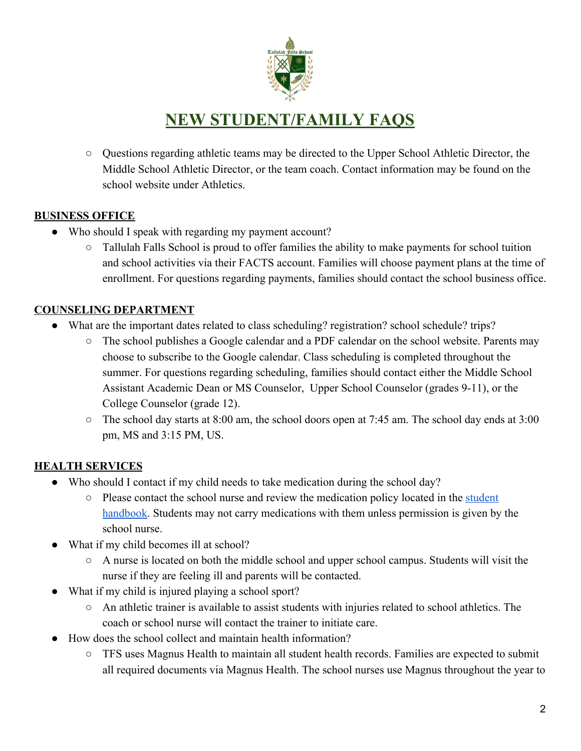# NEW STUDENT/FAMILY FAQS

- Questions regarding athletic teams may be directed to the Upper School Athletic Director, the Middle School Athletic Director, or the team coach. Contact information may be found on the school website under Athletics.

## BUSINESS OFFICE

- Who should I speak with regarding my payment account?
  - Tallulah Falls School is proud to offer families the ability to make payments for school tuition and school activities via their FACTS account. Families will choose payment plans at the time of enrollment. For questions regarding payments, families should contact the school business office.

## COUNSELING DEPARTMENT

- What are the important dates related to class scheduling? registration? school schedule? trips?
  - The school publishes a Google calendar and a PDF calendar on the school website. Parents may choose to subscribe to the Google calendar. Class scheduling is completed throughout the summer. For questions regarding scheduling, families should contact either the Middle School Assistant Academic Dean or MS Counselor, Upper School Counselor (grades 9-11), or the College Counselor (grade 12).
  - The school day starts at 8:00 am, the school doors open at 7:45 am. The school day ends at 3:00 pm, MS and 3:15 PM, US.

## HEALTH SERVICES

- Who should I contact if my child needs to take medication during the school day?
  - Please contact the school nurse and review the medication policy located in the student handbook. Students may not carry medications with them unless permission is given by the school nurse.
- What if my child becomes ill at school?
  - A nurse is located on both the middle school and upper school campus. Students will visit the nurse if they are feeling ill and parents will be contacted.
- What if my child is injured playing a school sport?
  - An athletic trainer is available to assist students with injuries related to school athletics. The coach or school nurse will contact the trainer to initiate care.
- How does the school collect and maintain health information?
  - TFS uses Magnus Health to maintain all student health records. Families are expected to submit all required documents via Magnus Health. The school nurses use Magnus throughout the year to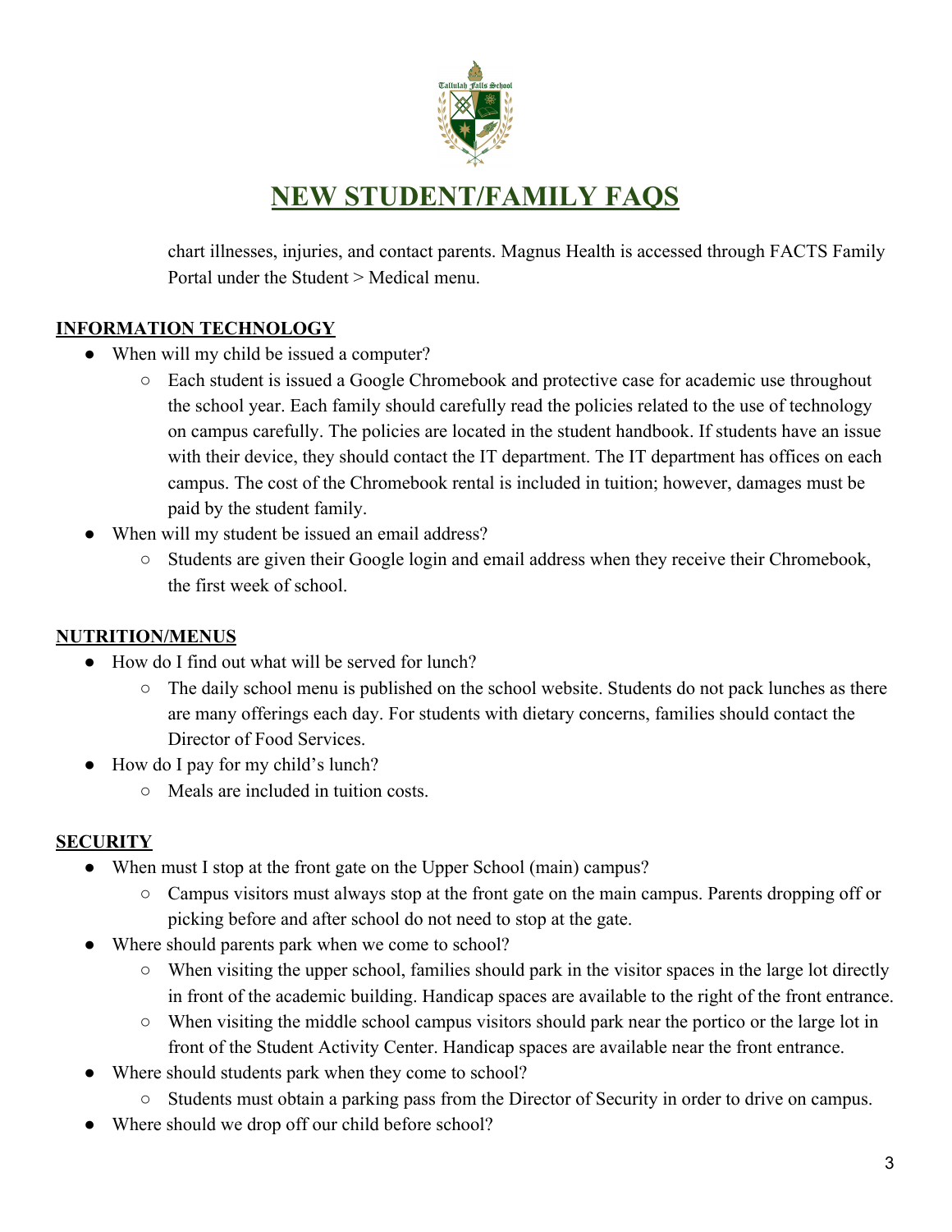chart illnesses, injuries, and contact parents. Magnus Health is accessed through FACTS Family Portal under the Student > Medical menu.

## INFORMATION TECHNOLOGY

- When will my child be issued a computer?
  - Each student is issued a Google Chromebook and protective case for academic use throughout the school year. Each family should carefully read the policies related to the use of technology on campus carefully. The policies are located in the student handbook. If students have an issue with their device, they should contact the IT department. The IT department has offices on each campus. The cost of the Chromebook rental is included in tuition; however, damages must be paid by the student family.
- When will my student be issued an email address?
  - Students are given their Google login and email address when they receive their Chromebook, the first week of school.

## NUTRITION/MENUS

- How do I find out what will be served for lunch?
  - The daily school menu is published on the school website. Students do not pack lunches as there are many offerings each day. For students with dietary concerns, families should contact the Director of Food Services.
- How do I pay for my child's lunch?
  - Meals are included in tuition costs.

## SECURITY

- When must I stop at the front gate on the Upper School (main) campus?
  - Campus visitors must always stop at the front gate on the main campus. Parents dropping off or picking before and after school do not need to stop at the gate.
- Where should parents park when we come to school?
  - When visiting the upper school, families should park in the visitor spaces in the large lot directly in front of the academic building. Handicap spaces are available to the right of the front entrance.
  - When visiting the middle school campus visitors should park near the portico or the large lot in front of the Student Activity Center. Handicap spaces are available near the front entrance.
- Where should students park when they come to school?
  - Students must obtain a parking pass from the Director of Security in order to drive on campus.
- Where should we drop off our child before school?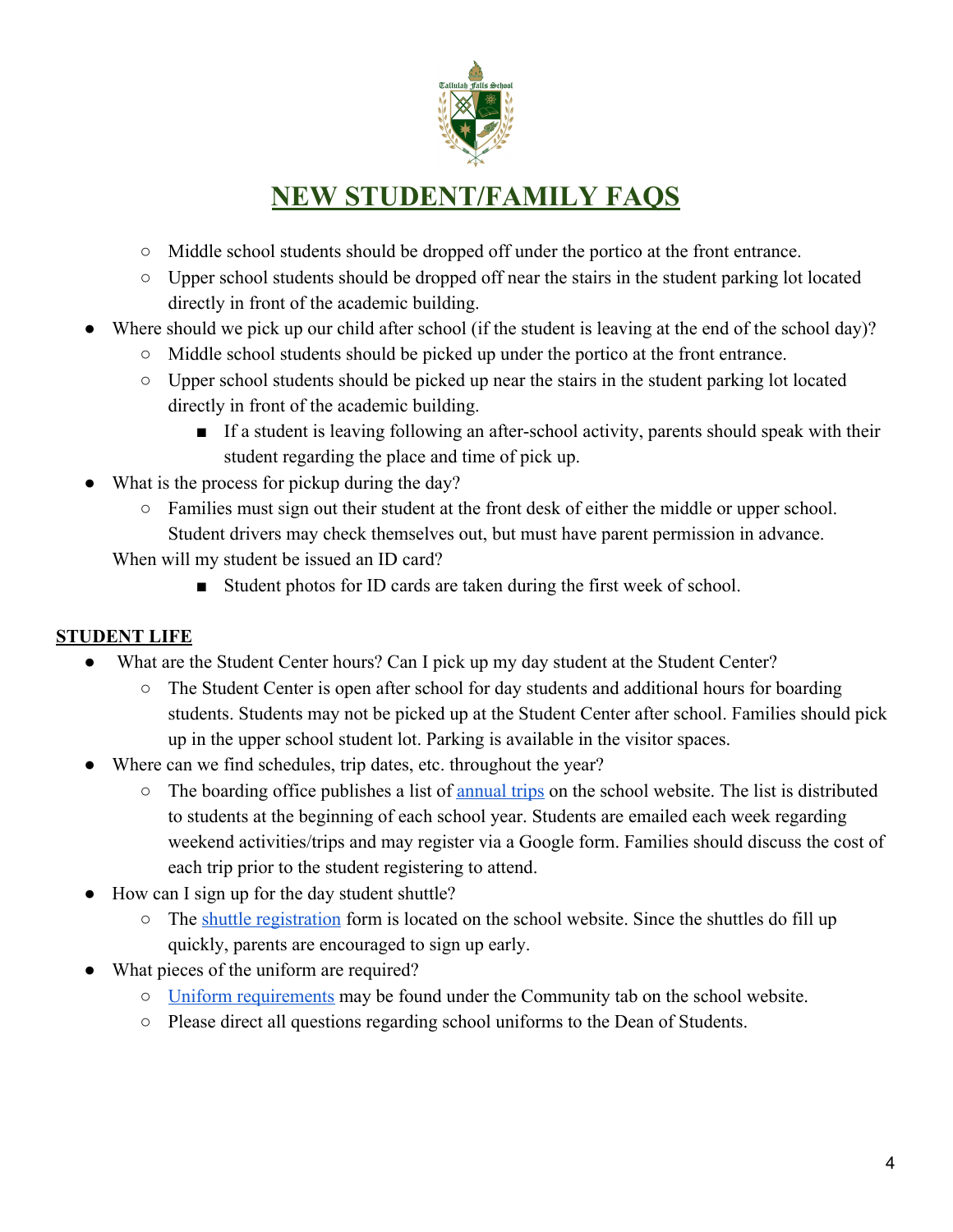# NEW STUDENT/FAMILY FAQS

- Middle school students should be dropped off under the portico at the front entrance.
- Upper school students should be dropped off near the stairs in the student parking lot located directly in front of the academic building.

- Where should we pick up our child after school (if the student is leaving at the end of the school day)?
  - Middle school students should be picked up under the portico at the front entrance.
  - Upper school students should be picked up near the stairs in the student parking lot located directly in front of the academic building.
    - If a student is leaving following an after-school activity, parents should speak with their student regarding the place and time of pick up.
- What is the process for pickup during the day?
  - Families must sign out their student at the front desk of either the middle or upper school. Student drivers may check themselves out, but must have parent permission in advance.

When will my student be issued an ID card?

- Student photos for ID cards are taken during the first week of school.

## STUDENT LIFE

- What are the Student Center hours? Can I pick up my day student at the Student Center?
  - The Student Center is open after school for day students and additional hours for boarding students. Students may not be picked up at the Student Center after school. Families should pick up in the upper school student lot. Parking is available in the visitor spaces.
- Where can we find schedules, trip dates, etc. throughout the year?
  - The boarding office publishes a list of annual trips on the school website. The list is distributed to students at the beginning of each school year. Students are emailed each week regarding weekend activities/trips and may register via a Google form. Families should discuss the cost of each trip prior to the student registering to attend.
- How can I sign up for the day student shuttle?
  - The shuttle registration form is located on the school website. Since the shuttles do fill up quickly, parents are encouraged to sign up early.
- What pieces of the uniform are required?
  - Uniform requirements may be found under the Community tab on the school website.
  - Please direct all questions regarding school uniforms to the Dean of Students.